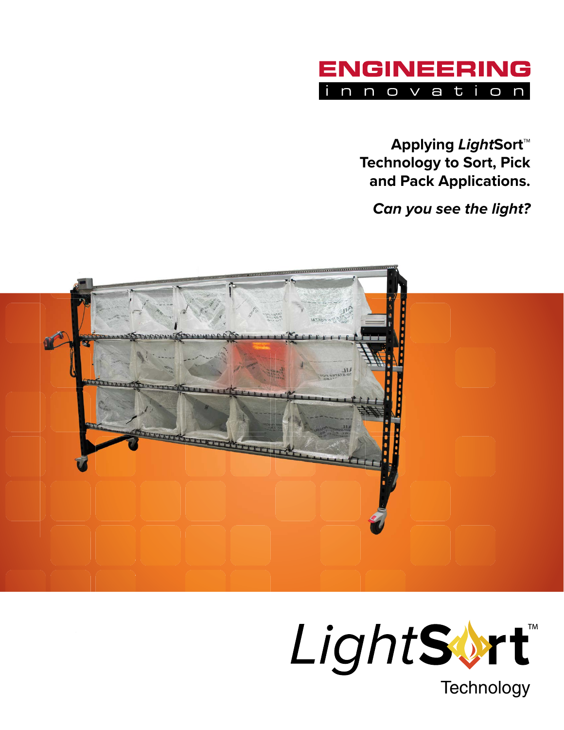ENGINEERING
innovation

# Applying *Light*Sort™ Technology to Sort, Pick and Pack Applications.

***Can you see the light?***

*Light***Sort**™
Technology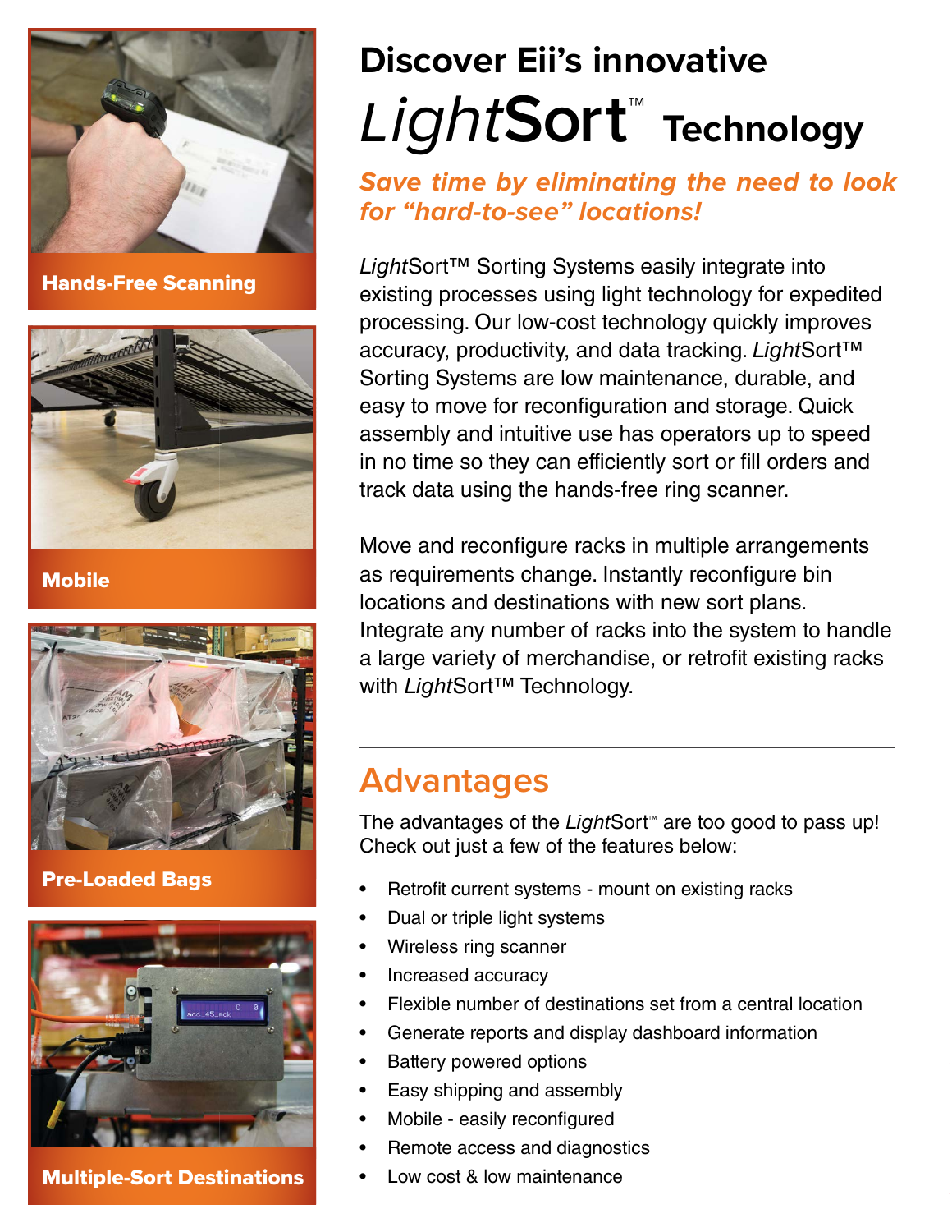# Discover Eii's innovative *Light*Sort™ Technology

***Save time by eliminating the need to look for "hard-to-see" locations!***

*Light*Sort™ Sorting Systems easily integrate into existing processes using light technology for expedited processing. Our low-cost technology quickly improves accuracy, productivity, and data tracking. *Light*Sort™ Sorting Systems are low maintenance, durable, and easy to move for reconfiguration and storage. Quick assembly and intuitive use has operators up to speed in no time so they can efficiently sort or fill orders and track data using the hands-free ring scanner.

Move and reconfigure racks in multiple arrangements as requirements change. Instantly reconfigure bin locations and destinations with new sort plans. Integrate any number of racks into the system to handle a large variety of merchandise, or retrofit existing racks with *Light*Sort™ Technology.

**Hands-Free Scanning**

**Mobile**

**Pre-Loaded Bags**

**Multiple-Sort Destinations**

## Advantages

The advantages of the *Light*Sort™ are too good to pass up! Check out just a few of the features below:

- Retrofit current systems - mount on existing racks
- Dual or triple light systems
- Wireless ring scanner
- Increased accuracy
- Flexible number of destinations set from a central location
- Generate reports and display dashboard information
- Battery powered options
- Easy shipping and assembly
- Mobile - easily reconfigured
- Remote access and diagnostics
- Low cost & low maintenance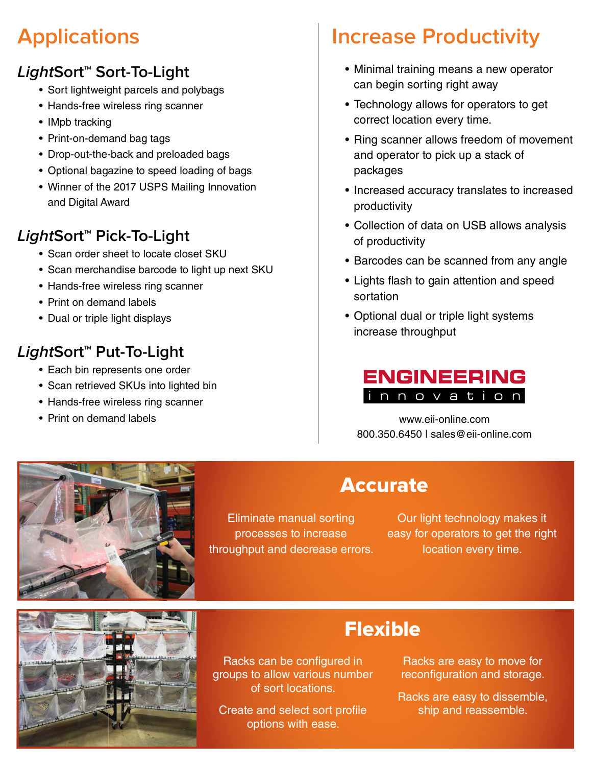## Applications

### *Light*Sort™ Sort-To-Light

- Sort lightweight parcels and polybags
- Hands-free wireless ring scanner
- IMpb tracking
- Print-on-demand bag tags
- Drop-out-the-back and preloaded bags
- Optional bagazine to speed loading of bags
- Winner of the 2017 USPS Mailing Innovation and Digital Award

### *Light*Sort™ Pick-To-Light

- Scan order sheet to locate closet SKU
- Scan merchandise barcode to light up next SKU
- Hands-free wireless ring scanner
- Print on demand labels
- Dual or triple light displays

### *Light*Sort™ Put-To-Light

- Each bin represents one order
- Scan retrieved SKUs into lighted bin
- Hands-free wireless ring scanner
- Print on demand labels

## Increase Productivity

- Minimal training means a new operator can begin sorting right away
- Technology allows for operators to get correct location every time.
- Ring scanner allows freedom of movement and operator to pick up a stack of packages
- Increased accuracy translates to increased productivity
- Collection of data on USB allows analysis of productivity
- Barcodes can be scanned from any angle
- Lights flash to gain attention and speed sortation
- Optional dual or triple light systems increase throughput

ENGINEERING innovation

www.eii-online.com
800.350.6450 | sales@eii-online.com

## Accurate

Eliminate manual sorting processes to increase throughput and decrease errors.

Our light technology makes it easy for operators to get the right location every time.

## Flexible

Racks can be configured in groups to allow various number of sort locations.

Create and select sort profile options with ease.

Racks are easy to move for reconfiguration and storage.

Racks are easy to dissemble, ship and reassemble.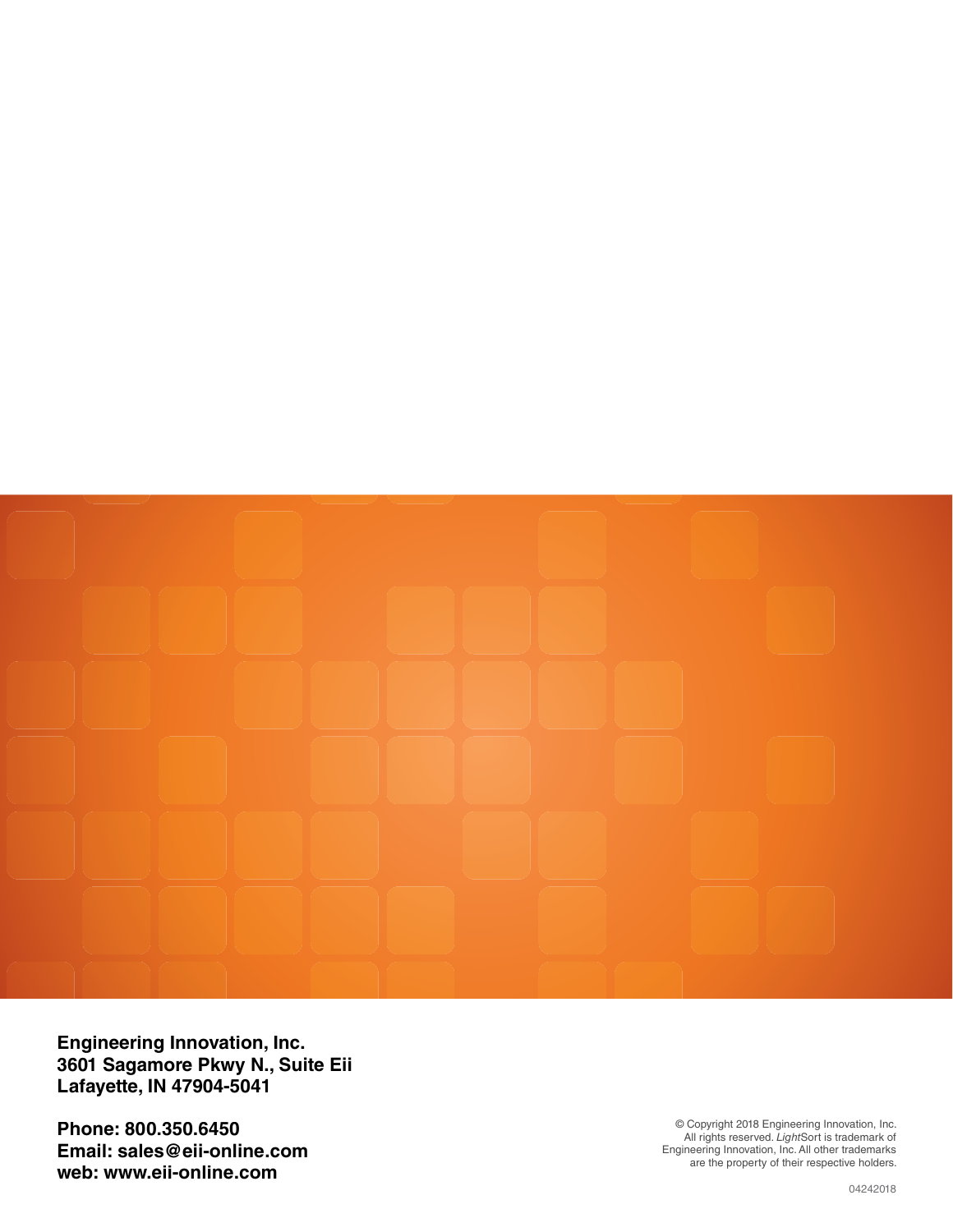**Engineering Innovation, Inc.**
**3601 Sagamore Pkwy N., Suite Eii**
**Lafayette, IN 47904-5041**

**Phone: 800.350.6450**
**Email: sales@eii-online.com**
**web: www.eii-online.com**

© Copyright 2018 Engineering Innovation, Inc.
All rights reserved. *Light*Sort is trademark of
Engineering Innovation, Inc. All other trademarks
are the property of their respective holders.

04242018